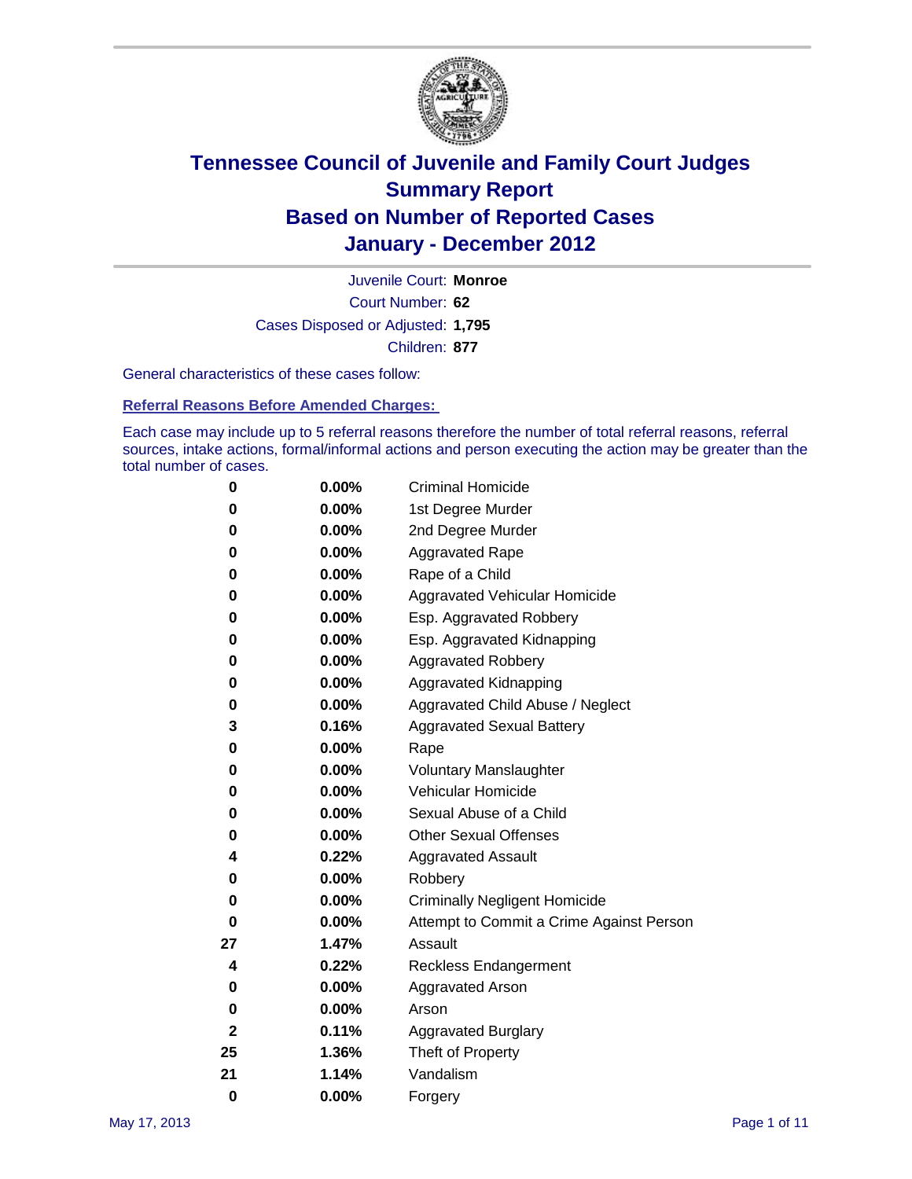# Tennessee Council of Juvenile and Family Court Judges
# Summary Report
# Based on Number of Reported Cases
# January - December 2012

Juvenile Court: **Monroe**

Court Number: **62**

Cases Disposed or Adjusted: **1,795**

Children: **877**

General characteristics of these cases follow:

### Referral Reasons Before Amended Charges:

Each case may include up to 5 referral reasons therefore the number of total referral reasons, referral sources, intake actions, formal/informal actions and person executing the action may be greater than the total number of cases.

| Count | Percent | Referral Reason |
|---|---|---|
| 0 | 0.00% | Criminal Homicide |
| 0 | 0.00% | 1st Degree Murder |
| 0 | 0.00% | 2nd Degree Murder |
| 0 | 0.00% | Aggravated Rape |
| 0 | 0.00% | Rape of a Child |
| 0 | 0.00% | Aggravated Vehicular Homicide |
| 0 | 0.00% | Esp. Aggravated Robbery |
| 0 | 0.00% | Esp. Aggravated Kidnapping |
| 0 | 0.00% | Aggravated Robbery |
| 0 | 0.00% | Aggravated Kidnapping |
| 0 | 0.00% | Aggravated Child Abuse / Neglect |
| 3 | 0.16% | Aggravated Sexual Battery |
| 0 | 0.00% | Rape |
| 0 | 0.00% | Voluntary Manslaughter |
| 0 | 0.00% | Vehicular Homicide |
| 0 | 0.00% | Sexual Abuse of a Child |
| 0 | 0.00% | Other Sexual Offenses |
| 4 | 0.22% | Aggravated Assault |
| 0 | 0.00% | Robbery |
| 0 | 0.00% | Criminally Negligent Homicide |
| 0 | 0.00% | Attempt to Commit a Crime Against Person |
| 27 | 1.47% | Assault |
| 4 | 0.22% | Reckless Endangerment |
| 0 | 0.00% | Aggravated Arson |
| 0 | 0.00% | Arson |
| 2 | 0.11% | Aggravated Burglary |
| 25 | 1.36% | Theft of Property |
| 21 | 1.14% | Vandalism |
| 0 | 0.00% | Forgery |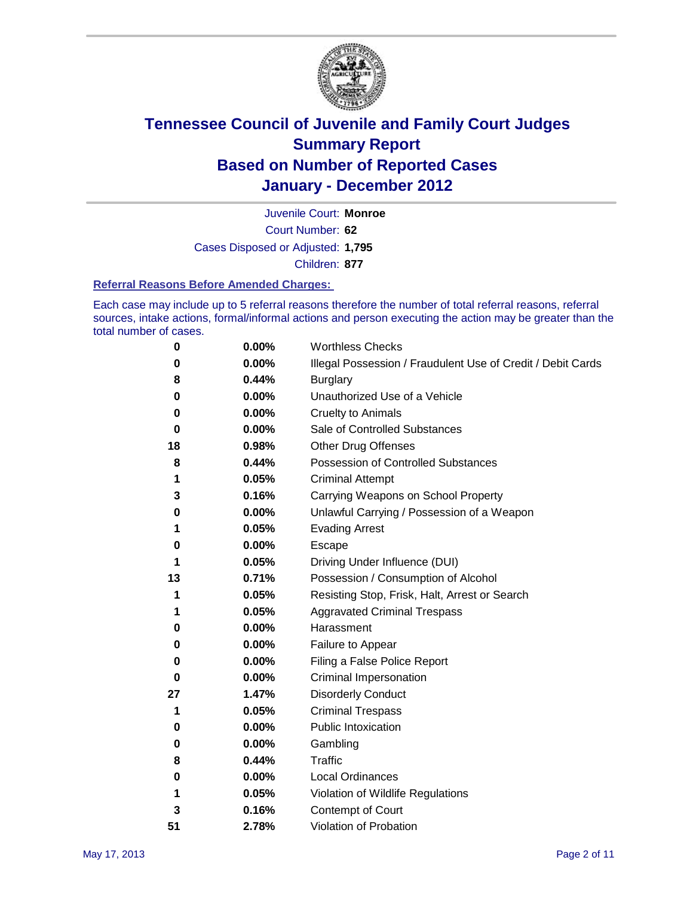# Tennessee Council of Juvenile and Family Court Judges
## Summary Report
## Based on Number of Reported Cases
## January - December 2012

Juvenile Court: **Monroe**
Court Number: **62**
Cases Disposed or Adjusted: **1,795**
Children: **877**

### Referral Reasons Before Amended Charges:

Each case may include up to 5 referral reasons therefore the number of total referral reasons, referral sources, intake actions, formal/informal actions and person executing the action may be greater than the total number of cases.

| | | |
|---|---|---|
| 0 | 0.00% | Worthless Checks |
| 0 | 0.00% | Illegal Possession / Fraudulent Use of Credit / Debit Cards |
| 8 | 0.44% | Burglary |
| 0 | 0.00% | Unauthorized Use of a Vehicle |
| 0 | 0.00% | Cruelty to Animals |
| 0 | 0.00% | Sale of Controlled Substances |
| 18 | 0.98% | Other Drug Offenses |
| 8 | 0.44% | Possession of Controlled Substances |
| 1 | 0.05% | Criminal Attempt |
| 3 | 0.16% | Carrying Weapons on School Property |
| 0 | 0.00% | Unlawful Carrying / Possession of a Weapon |
| 1 | 0.05% | Evading Arrest |
| 0 | 0.00% | Escape |
| 1 | 0.05% | Driving Under Influence (DUI) |
| 13 | 0.71% | Possession / Consumption of Alcohol |
| 1 | 0.05% | Resisting Stop, Frisk, Halt, Arrest or Search |
| 1 | 0.05% | Aggravated Criminal Trespass |
| 0 | 0.00% | Harassment |
| 0 | 0.00% | Failure to Appear |
| 0 | 0.00% | Filing a False Police Report |
| 0 | 0.00% | Criminal Impersonation |
| 27 | 1.47% | Disorderly Conduct |
| 1 | 0.05% | Criminal Trespass |
| 0 | 0.00% | Public Intoxication |
| 0 | 0.00% | Gambling |
| 8 | 0.44% | Traffic |
| 0 | 0.00% | Local Ordinances |
| 1 | 0.05% | Violation of Wildlife Regulations |
| 3 | 0.16% | Contempt of Court |
| 51 | 2.78% | Violation of Probation |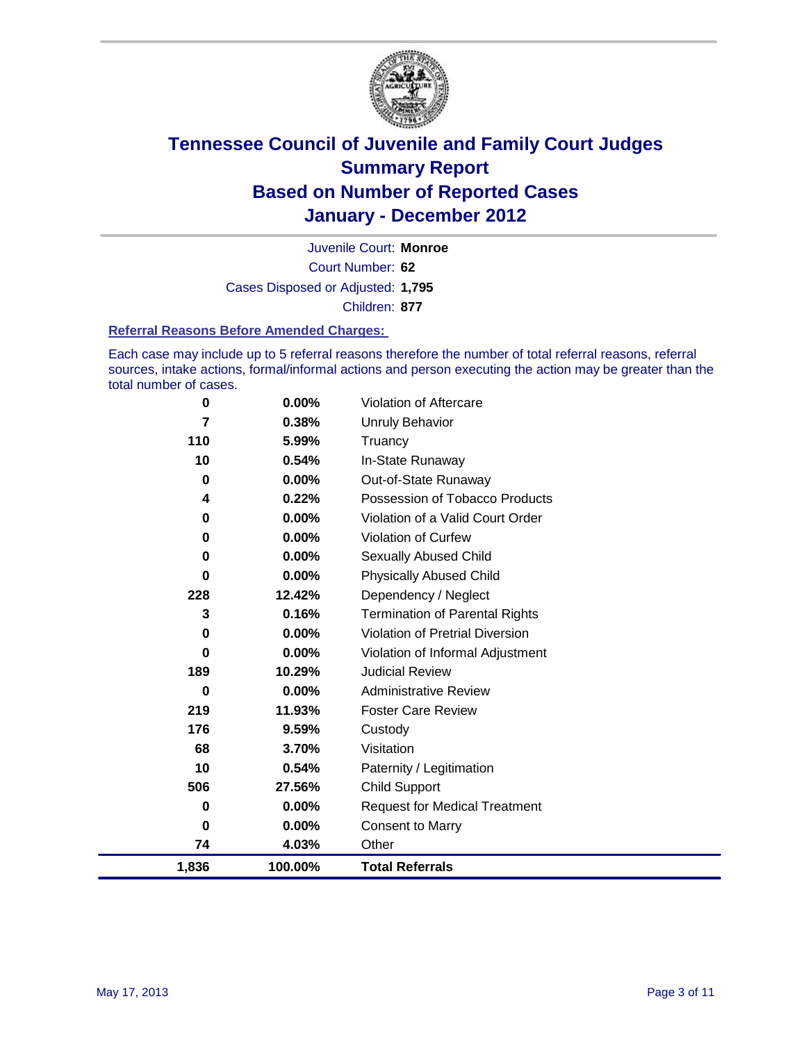# Tennessee Council of Juvenile and Family Court Judges
## Summary Report
## Based on Number of Reported Cases
## January - December 2012

Juvenile Court: **Monroe**

Court Number: **62**

Cases Disposed or Adjusted: **1,795**

Children: **877**

### Referral Reasons Before Amended Charges:

Each case may include up to 5 referral reasons therefore the number of total referral reasons, referral sources, intake actions, formal/informal actions and person executing the action may be greater than the total number of cases.

| Count | Percent | Referral Reason |
|---|---|---|
| 0 | 0.00% | Violation of Aftercare |
| 7 | 0.38% | Unruly Behavior |
| 110 | 5.99% | Truancy |
| 10 | 0.54% | In-State Runaway |
| 0 | 0.00% | Out-of-State Runaway |
| 4 | 0.22% | Possession of Tobacco Products |
| 0 | 0.00% | Violation of a Valid Court Order |
| 0 | 0.00% | Violation of Curfew |
| 0 | 0.00% | Sexually Abused Child |
| 0 | 0.00% | Physically Abused Child |
| 228 | 12.42% | Dependency / Neglect |
| 3 | 0.16% | Termination of Parental Rights |
| 0 | 0.00% | Violation of Pretrial Diversion |
| 0 | 0.00% | Violation of Informal Adjustment |
| 189 | 10.29% | Judicial Review |
| 0 | 0.00% | Administrative Review |
| 219 | 11.93% | Foster Care Review |
| 176 | 9.59% | Custody |
| 68 | 3.70% | Visitation |
| 10 | 0.54% | Paternity / Legitimation |
| 506 | 27.56% | Child Support |
| 0 | 0.00% | Request for Medical Treatment |
| 0 | 0.00% | Consent to Marry |
| 74 | 4.03% | Other |
| **1,836** | **100.00%** | **Total Referrals** |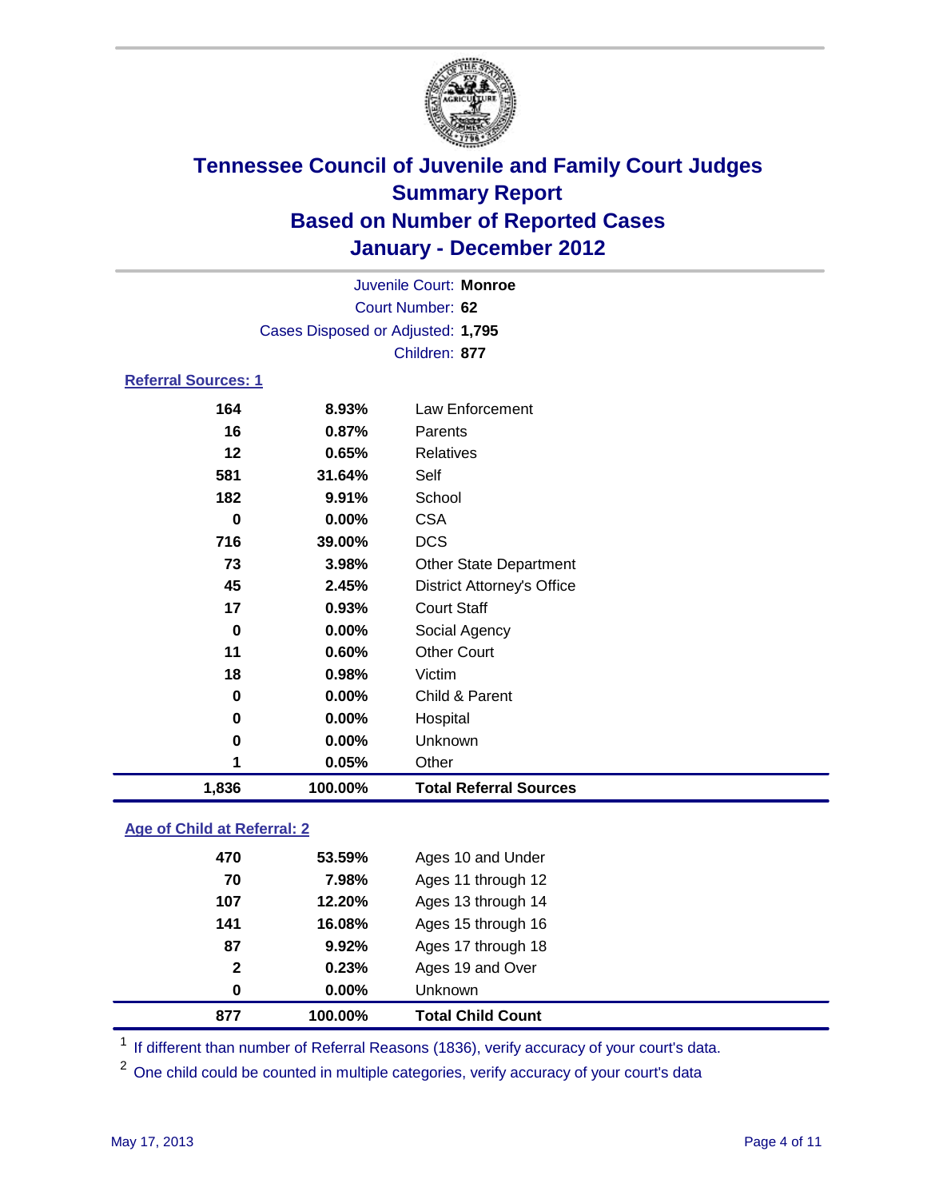# Tennessee Council of Juvenile and Family Court Judges
## Summary Report
## Based on Number of Reported Cases
## January - December 2012

Juvenile Court: **Monroe**
Court Number: **62**
Cases Disposed or Adjusted: **1,795**
Children: **877**

### Referral Sources: 1

| Count | Percent | Source |
|---|---|---|
| 164 | 8.93% | Law Enforcement |
| 16 | 0.87% | Parents |
| 12 | 0.65% | Relatives |
| 581 | 31.64% | Self |
| 182 | 9.91% | School |
| 0 | 0.00% | CSA |
| 716 | 39.00% | DCS |
| 73 | 3.98% | Other State Department |
| 45 | 2.45% | District Attorney's Office |
| 17 | 0.93% | Court Staff |
| 0 | 0.00% | Social Agency |
| 11 | 0.60% | Other Court |
| 18 | 0.98% | Victim |
| 0 | 0.00% | Child & Parent |
| 0 | 0.00% | Hospital |
| 0 | 0.00% | Unknown |
| 1 | 0.05% | Other |
| **1,836** | **100.00%** | **Total Referral Sources** |

### Age of Child at Referral: 2

| Count | Percent | Age |
|---|---|---|
| 470 | 53.59% | Ages 10 and Under |
| 70 | 7.98% | Ages 11 through 12 |
| 107 | 12.20% | Ages 13 through 14 |
| 141 | 16.08% | Ages 15 through 16 |
| 87 | 9.92% | Ages 17 through 18 |
| 2 | 0.23% | Ages 19 and Over |
| 0 | 0.00% | Unknown |
| **877** | **100.00%** | **Total Child Count** |

[1] If different than number of Referral Reasons (1836), verify accuracy of your court's data.

[2] One child could be counted in multiple categories, verify accuracy of your court's data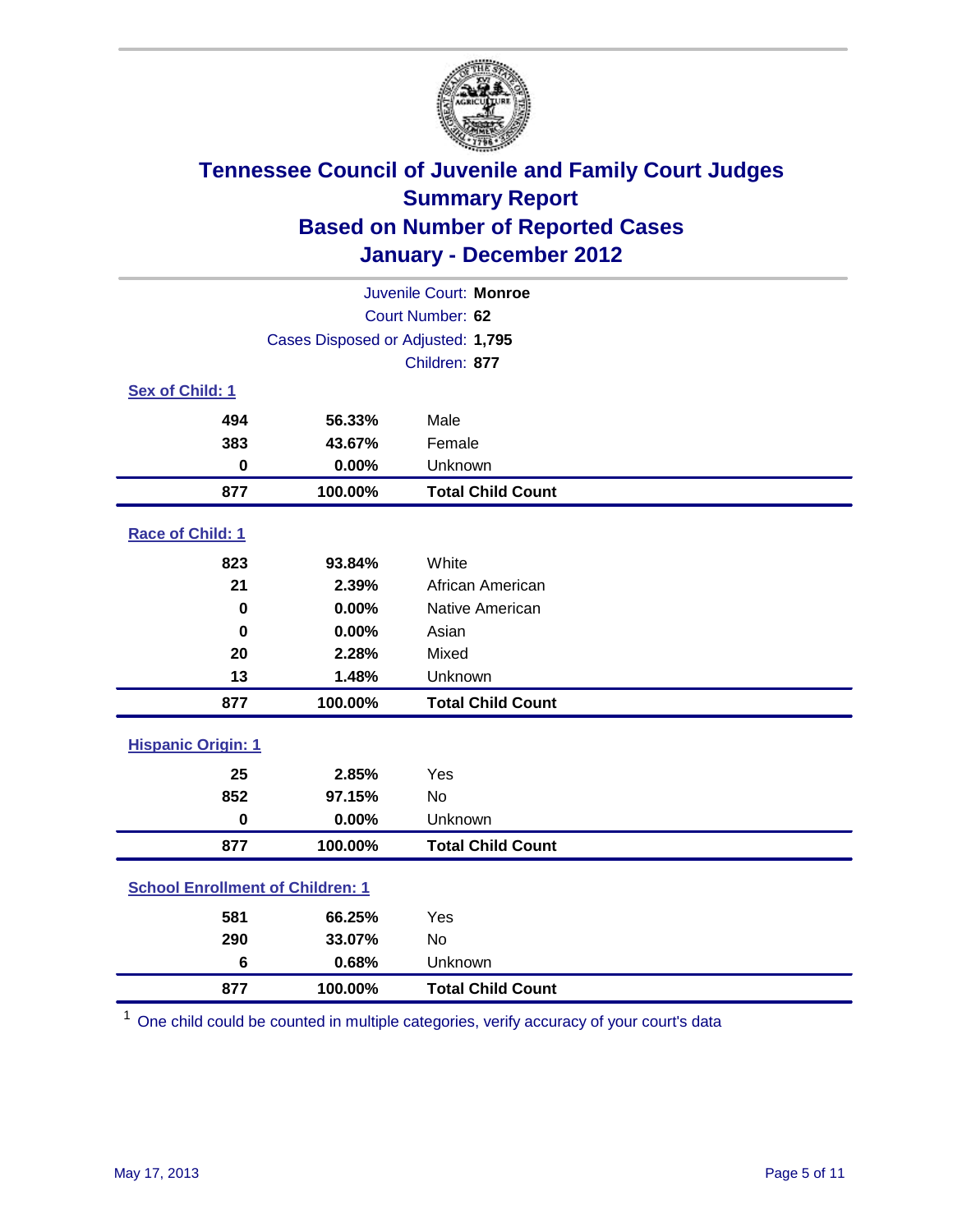# Tennessee Council of Juvenile and Family Court Judges
## Summary Report
## Based on Number of Reported Cases
## January - December 2012

Juvenile Court: **Monroe**
Court Number: **62**
Cases Disposed or Adjusted: **1,795**
Children: **877**

### Sex of Child: 1

| | | |
|---|---|---|
| **494** | **56.33%** | Male |
| **383** | **43.67%** | Female |
| **0** | **0.00%** | Unknown |
| **877** | **100.00%** | **Total Child Count** |

### Race of Child: 1

| | | |
|---|---|---|
| **823** | **93.84%** | White |
| **21** | **2.39%** | African American |
| **0** | **0.00%** | Native American |
| **0** | **0.00%** | Asian |
| **20** | **2.28%** | Mixed |
| **13** | **1.48%** | Unknown |
| **877** | **100.00%** | **Total Child Count** |

### Hispanic Origin: 1

| | | |
|---|---|---|
| **25** | **2.85%** | Yes |
| **852** | **97.15%** | No |
| **0** | **0.00%** | Unknown |
| **877** | **100.00%** | **Total Child Count** |

### School Enrollment of Children: 1

| | | |
|---|---|---|
| **581** | **66.25%** | Yes |
| **290** | **33.07%** | No |
| **6** | **0.68%** | Unknown |
| **877** | **100.00%** | **Total Child Count** |

[1] One child could be counted in multiple categories, verify accuracy of your court's data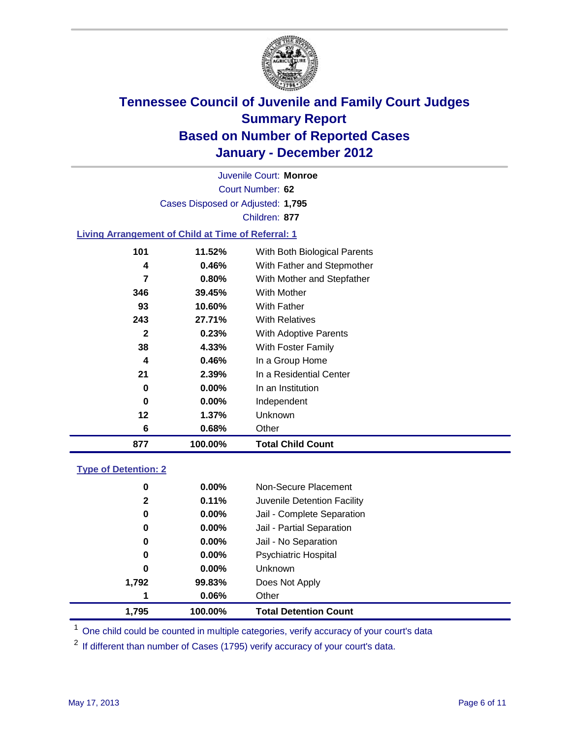# Tennessee Council of Juvenile and Family Court Judges
## Summary Report
## Based on Number of Reported Cases
## January - December 2012

Juvenile Court: **Monroe**

Court Number: **62**

Cases Disposed or Adjusted: **1,795**

Children: **877**

### Living Arrangement of Child at Time of Referral: 1

| Count | Percent | Category |
|---|---|---|
| 101 | 11.52% | With Both Biological Parents |
| 4 | 0.46% | With Father and Stepmother |
| 7 | 0.80% | With Mother and Stepfather |
| 346 | 39.45% | With Mother |
| 93 | 10.60% | With Father |
| 243 | 27.71% | With Relatives |
| 2 | 0.23% | With Adoptive Parents |
| 38 | 4.33% | With Foster Family |
| 4 | 0.46% | In a Group Home |
| 21 | 2.39% | In a Residential Center |
| 0 | 0.00% | In an Institution |
| 0 | 0.00% | Independent |
| 12 | 1.37% | Unknown |
| 6 | 0.68% | Other |
| **877** | **100.00%** | **Total Child Count** |

### Type of Detention: 2

| Count | Percent | Category |
|---|---|---|
| 0 | 0.00% | Non-Secure Placement |
| 2 | 0.11% | Juvenile Detention Facility |
| 0 | 0.00% | Jail - Complete Separation |
| 0 | 0.00% | Jail - Partial Separation |
| 0 | 0.00% | Jail - No Separation |
| 0 | 0.00% | Psychiatric Hospital |
| 0 | 0.00% | Unknown |
| 1,792 | 99.83% | Does Not Apply |
| 1 | 0.06% | Other |
| **1,795** | **100.00%** | **Total Detention Count** |

[1] One child could be counted in multiple categories, verify accuracy of your court's data

[2] If different than number of Cases (1795) verify accuracy of your court's data.

May 17, 2013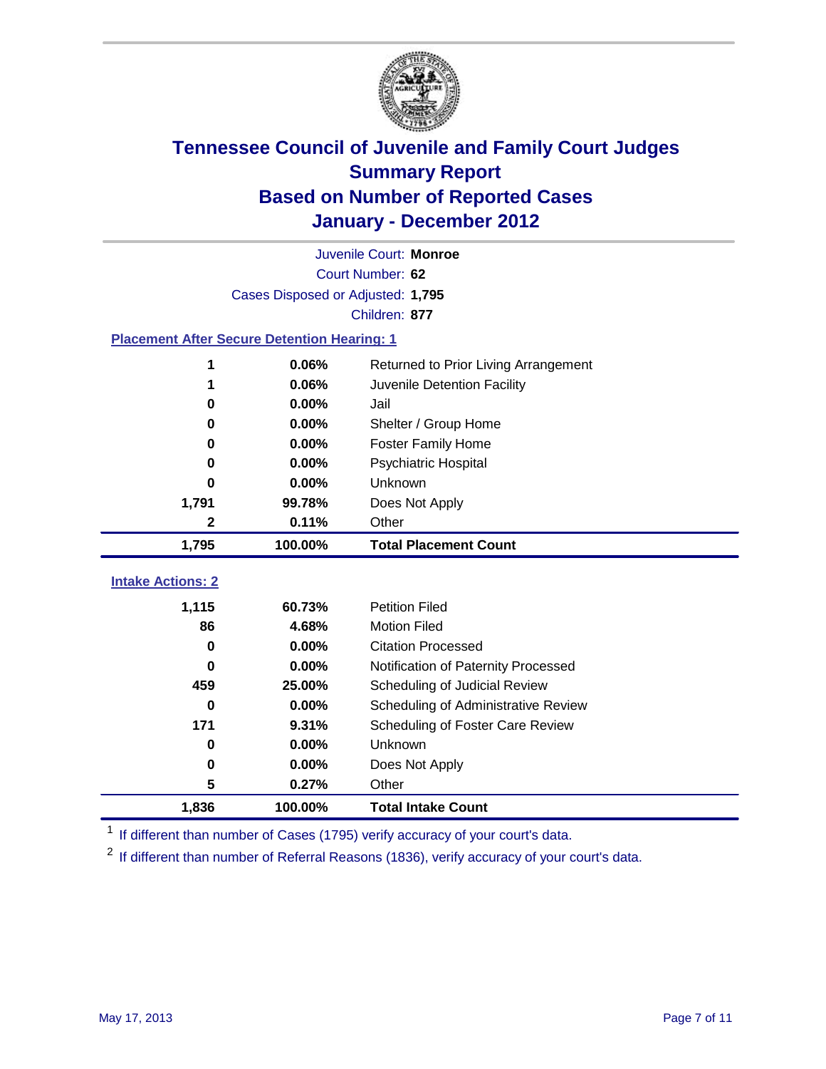# Tennessee Council of Juvenile and Family Court Judges
## Summary Report
## Based on Number of Reported Cases
## January - December 2012

Juvenile Court: **Monroe**
Court Number: **62**
Cases Disposed or Adjusted: **1,795**
Children: **877**

### Placement After Secure Detention Hearing: 1

| | | |
|---|---|---|
| 1 | 0.06% | Returned to Prior Living Arrangement |
| 1 | 0.06% | Juvenile Detention Facility |
| 0 | 0.00% | Jail |
| 0 | 0.00% | Shelter / Group Home |
| 0 | 0.00% | Foster Family Home |
| 0 | 0.00% | Psychiatric Hospital |
| 0 | 0.00% | Unknown |
| 1,791 | 99.78% | Does Not Apply |
| 2 | 0.11% | Other |
| **1,795** | **100.00%** | **Total Placement Count** |

### Intake Actions: 2

| | | |
|---|---|---|
| 1,115 | 60.73% | Petition Filed |
| 86 | 4.68% | Motion Filed |
| 0 | 0.00% | Citation Processed |
| 0 | 0.00% | Notification of Paternity Processed |
| 459 | 25.00% | Scheduling of Judicial Review |
| 0 | 0.00% | Scheduling of Administrative Review |
| 171 | 9.31% | Scheduling of Foster Care Review |
| 0 | 0.00% | Unknown |
| 0 | 0.00% | Does Not Apply |
| 5 | 0.27% | Other |
| **1,836** | **100.00%** | **Total Intake Count** |

[1] If different than number of Cases (1795) verify accuracy of your court's data.

[2] If different than number of Referral Reasons (1836), verify accuracy of your court's data.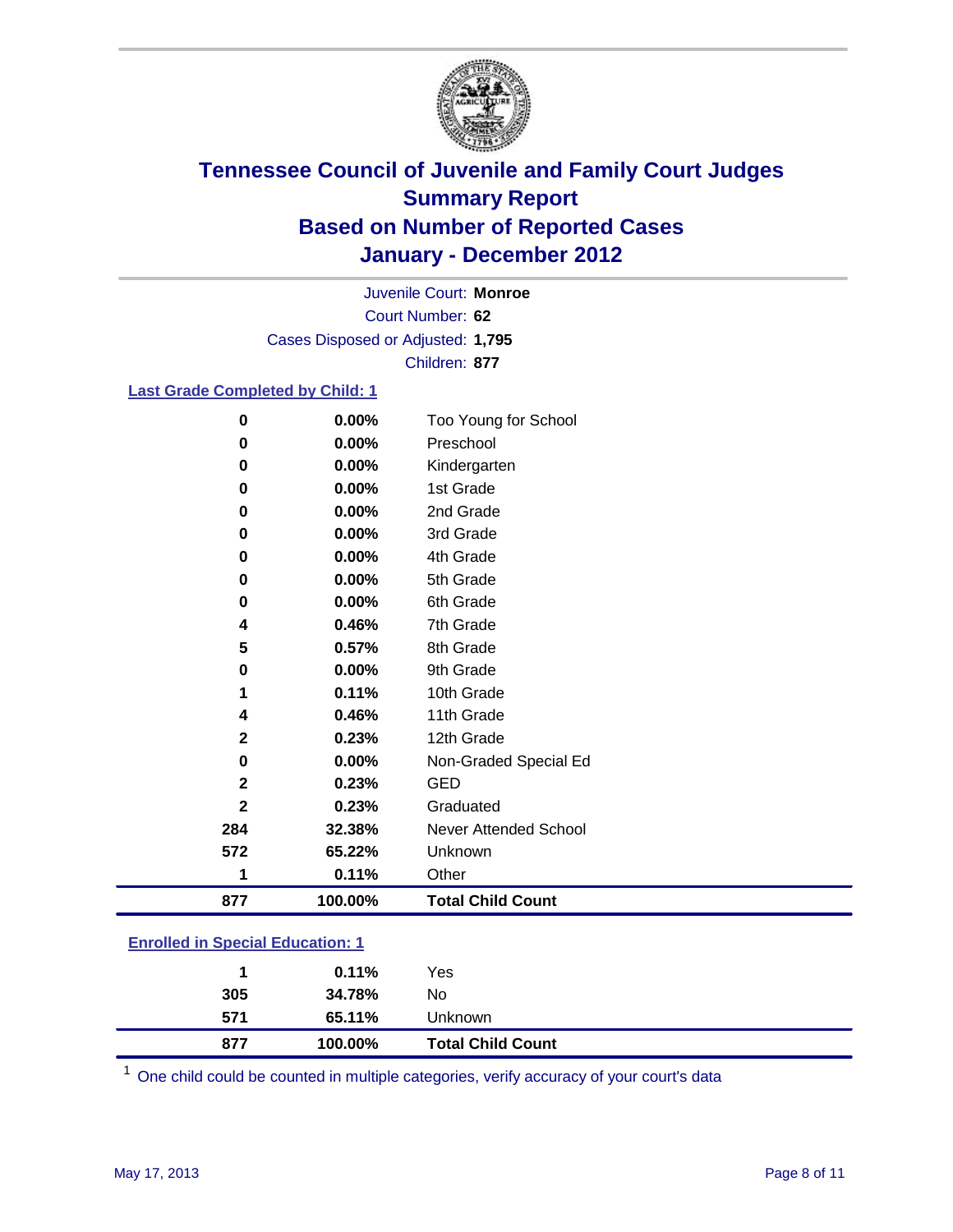# Tennessee Council of Juvenile and Family Court Judges
## Summary Report
## Based on Number of Reported Cases
## January - December 2012

Juvenile Court: **Monroe**
Court Number: **62**
Cases Disposed or Adjusted: **1,795**
Children: **877**

### Last Grade Completed by Child: 1

| Count | Percent | Category |
|---|---|---|
| 0 | 0.00% | Too Young for School |
| 0 | 0.00% | Preschool |
| 0 | 0.00% | Kindergarten |
| 0 | 0.00% | 1st Grade |
| 0 | 0.00% | 2nd Grade |
| 0 | 0.00% | 3rd Grade |
| 0 | 0.00% | 4th Grade |
| 0 | 0.00% | 5th Grade |
| 0 | 0.00% | 6th Grade |
| 4 | 0.46% | 7th Grade |
| 5 | 0.57% | 8th Grade |
| 0 | 0.00% | 9th Grade |
| 1 | 0.11% | 10th Grade |
| 4 | 0.46% | 11th Grade |
| 2 | 0.23% | 12th Grade |
| 0 | 0.00% | Non-Graded Special Ed |
| 2 | 0.23% | GED |
| 2 | 0.23% | Graduated |
| 284 | 32.38% | Never Attended School |
| 572 | 65.22% | Unknown |
| 1 | 0.11% | Other |
| **877** | **100.00%** | **Total Child Count** |

### Enrolled in Special Education: 1

| Count | Percent | Category |
|---|---|---|
| 1 | 0.11% | Yes |
| 305 | 34.78% | No |
| 571 | 65.11% | Unknown |
| **877** | **100.00%** | **Total Child Count** |

[1] One child could be counted in multiple categories, verify accuracy of your court's data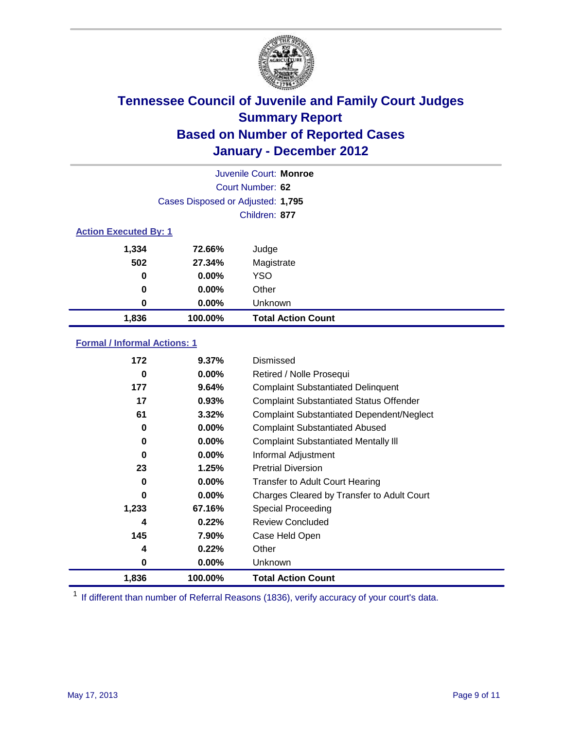# Tennessee Council of Juvenile and Family Court Judges
## Summary Report
## Based on Number of Reported Cases
## January - December 2012

Juvenile Court: **Monroe**

Court Number: **62**

Cases Disposed or Adjusted: **1,795**

Children: **877**

### Action Executed By: 1

| | | |
|---|---|---|
| 1,334 | 72.66% | Judge |
| 502 | 27.34% | Magistrate |
| 0 | 0.00% | YSO |
| 0 | 0.00% | Other |
| 0 | 0.00% | Unknown |
| **1,836** | **100.00%** | **Total Action Count** |

### Formal / Informal Actions: 1

| | | |
|---|---|---|
| 172 | 9.37% | Dismissed |
| 0 | 0.00% | Retired / Nolle Prosequi |
| 177 | 9.64% | Complaint Substantiated Delinquent |
| 17 | 0.93% | Complaint Substantiated Status Offender |
| 61 | 3.32% | Complaint Substantiated Dependent/Neglect |
| 0 | 0.00% | Complaint Substantiated Abused |
| 0 | 0.00% | Complaint Substantiated Mentally Ill |
| 0 | 0.00% | Informal Adjustment |
| 23 | 1.25% | Pretrial Diversion |
| 0 | 0.00% | Transfer to Adult Court Hearing |
| 0 | 0.00% | Charges Cleared by Transfer to Adult Court |
| 1,233 | 67.16% | Special Proceeding |
| 4 | 0.22% | Review Concluded |
| 145 | 7.90% | Case Held Open |
| 4 | 0.22% | Other |
| 0 | 0.00% | Unknown |
| **1,836** | **100.00%** | **Total Action Count** |

[1] If different than number of Referral Reasons (1836), verify accuracy of your court's data.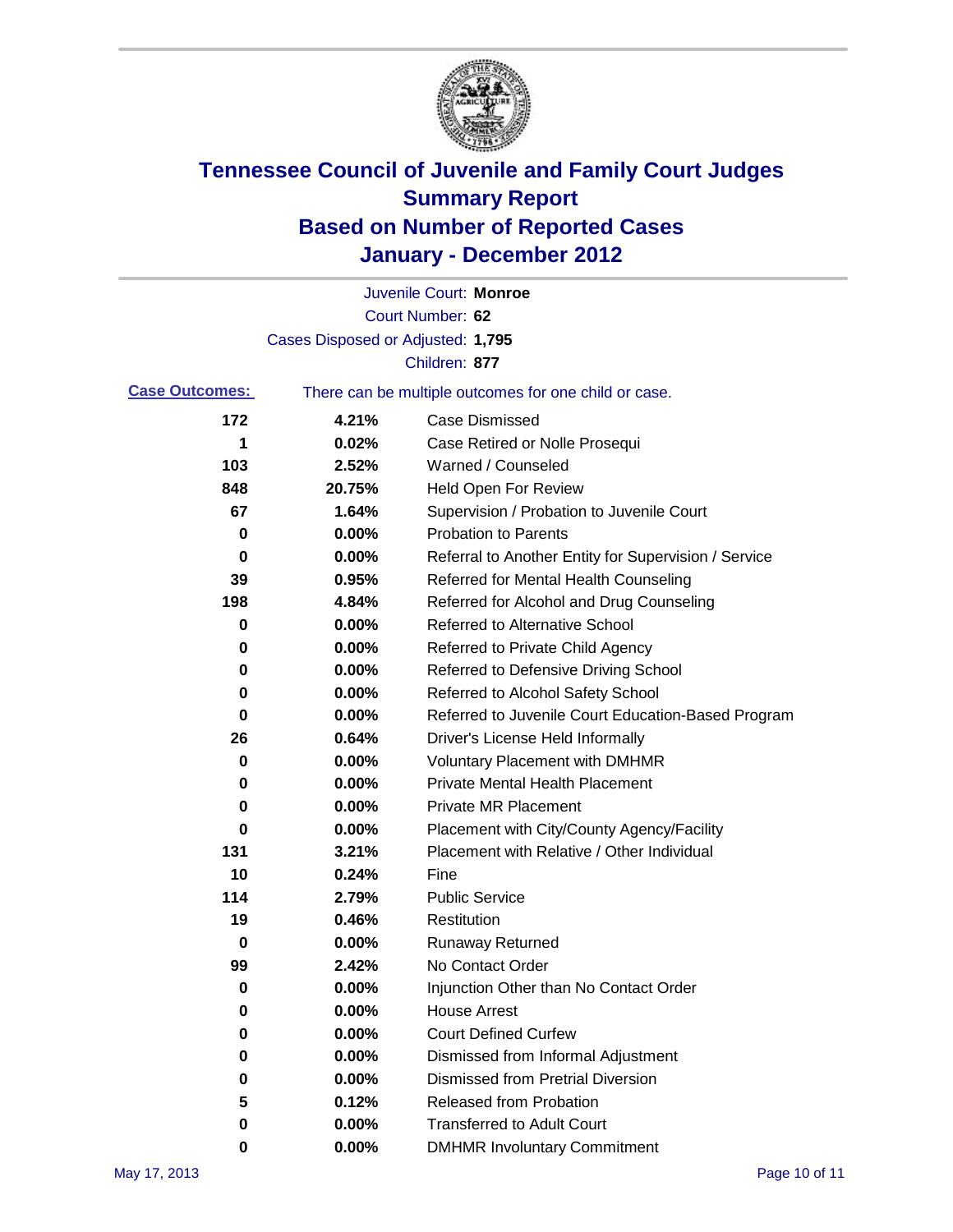# Tennessee Council of Juvenile and Family Court Judges
## Summary Report
## Based on Number of Reported Cases
## January - December 2012

Juvenile Court: **Monroe**
Court Number: **62**
Cases Disposed or Adjusted: **1,795**
Children: **877**

**Case Outcomes:** There can be multiple outcomes for one child or case.

| Count | Percent | Outcome |
|---|---|---|
| 172 | 4.21% | Case Dismissed |
| 1 | 0.02% | Case Retired or Nolle Prosequi |
| 103 | 2.52% | Warned / Counseled |
| 848 | 20.75% | Held Open For Review |
| 67 | 1.64% | Supervision / Probation to Juvenile Court |
| 0 | 0.00% | Probation to Parents |
| 0 | 0.00% | Referral to Another Entity for Supervision / Service |
| 39 | 0.95% | Referred for Mental Health Counseling |
| 198 | 4.84% | Referred for Alcohol and Drug Counseling |
| 0 | 0.00% | Referred to Alternative School |
| 0 | 0.00% | Referred to Private Child Agency |
| 0 | 0.00% | Referred to Defensive Driving School |
| 0 | 0.00% | Referred to Alcohol Safety School |
| 0 | 0.00% | Referred to Juvenile Court Education-Based Program |
| 26 | 0.64% | Driver's License Held Informally |
| 0 | 0.00% | Voluntary Placement with DMHMR |
| 0 | 0.00% | Private Mental Health Placement |
| 0 | 0.00% | Private MR Placement |
| 0 | 0.00% | Placement with City/County Agency/Facility |
| 131 | 3.21% | Placement with Relative / Other Individual |
| 10 | 0.24% | Fine |
| 114 | 2.79% | Public Service |
| 19 | 0.46% | Restitution |
| 0 | 0.00% | Runaway Returned |
| 99 | 2.42% | No Contact Order |
| 0 | 0.00% | Injunction Other than No Contact Order |
| 0 | 0.00% | House Arrest |
| 0 | 0.00% | Court Defined Curfew |
| 0 | 0.00% | Dismissed from Informal Adjustment |
| 0 | 0.00% | Dismissed from Pretrial Diversion |
| 5 | 0.12% | Released from Probation |
| 0 | 0.00% | Transferred to Adult Court |
| 0 | 0.00% | DMHMR Involuntary Commitment |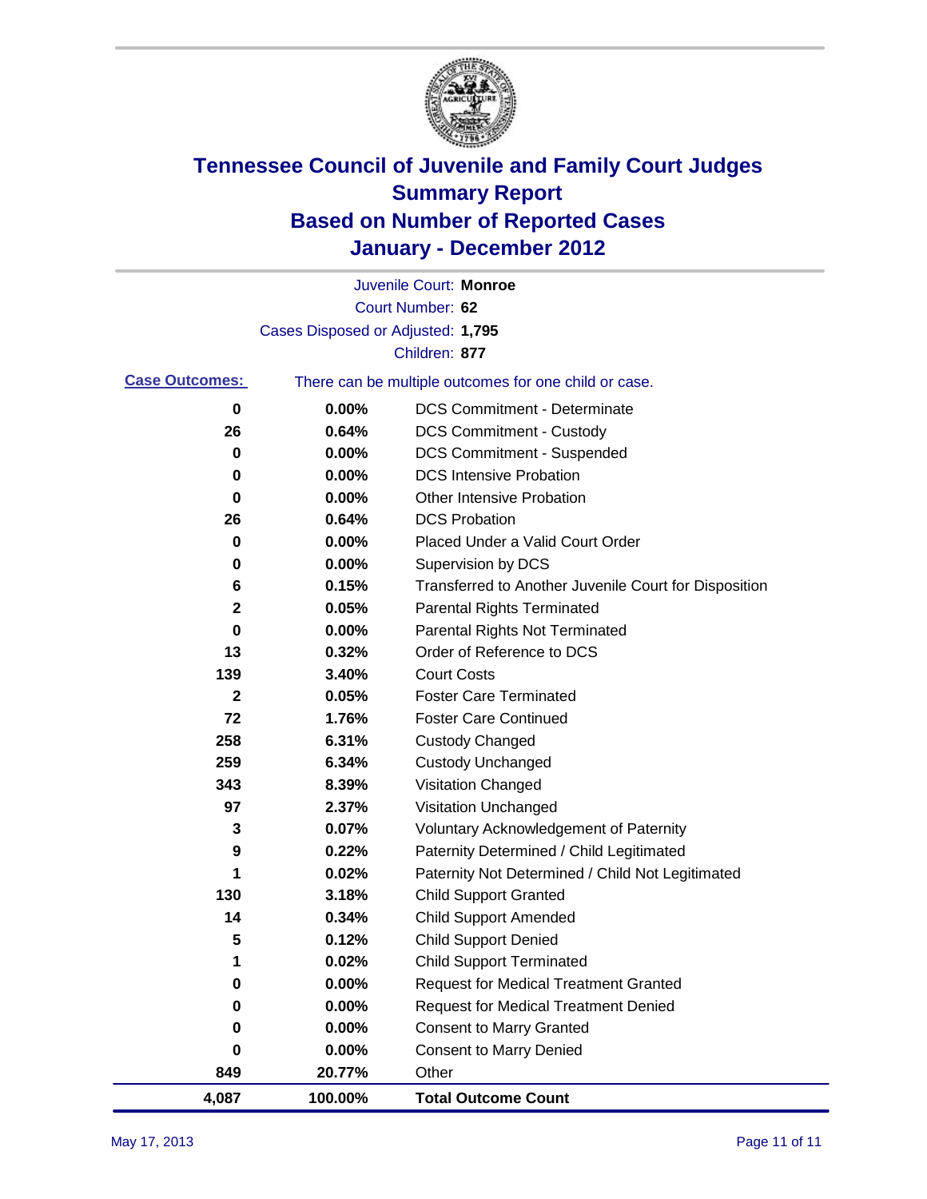# Tennessee Council of Juvenile and Family Court Judges
## Summary Report
## Based on Number of Reported Cases
## January - December 2012

Juvenile Court: **Monroe**

Court Number: **62**

Cases Disposed or Adjusted: **1,795**

Children: **877**

**Case Outcomes:** There can be multiple outcomes for one child or case.

| | | |
|---|---|---|
| 0 | 0.00% | DCS Commitment - Determinate |
| 26 | 0.64% | DCS Commitment - Custody |
| 0 | 0.00% | DCS Commitment - Suspended |
| 0 | 0.00% | DCS Intensive Probation |
| 0 | 0.00% | Other Intensive Probation |
| 26 | 0.64% | DCS Probation |
| 0 | 0.00% | Placed Under a Valid Court Order |
| 0 | 0.00% | Supervision by DCS |
| 6 | 0.15% | Transferred to Another Juvenile Court for Disposition |
| 2 | 0.05% | Parental Rights Terminated |
| 0 | 0.00% | Parental Rights Not Terminated |
| 13 | 0.32% | Order of Reference to DCS |
| 139 | 3.40% | Court Costs |
| 2 | 0.05% | Foster Care Terminated |
| 72 | 1.76% | Foster Care Continued |
| 258 | 6.31% | Custody Changed |
| 259 | 6.34% | Custody Unchanged |
| 343 | 8.39% | Visitation Changed |
| 97 | 2.37% | Visitation Unchanged |
| 3 | 0.07% | Voluntary Acknowledgement of Paternity |
| 9 | 0.22% | Paternity Determined / Child Legitimated |
| 1 | 0.02% | Paternity Not Determined / Child Not Legitimated |
| 130 | 3.18% | Child Support Granted |
| 14 | 0.34% | Child Support Amended |
| 5 | 0.12% | Child Support Denied |
| 1 | 0.02% | Child Support Terminated |
| 0 | 0.00% | Request for Medical Treatment Granted |
| 0 | 0.00% | Request for Medical Treatment Denied |
| 0 | 0.00% | Consent to Marry Granted |
| 0 | 0.00% | Consent to Marry Denied |
| 849 | 20.77% | Other |
| **4,087** | **100.00%** | **Total Outcome Count** |

May 17, 2013